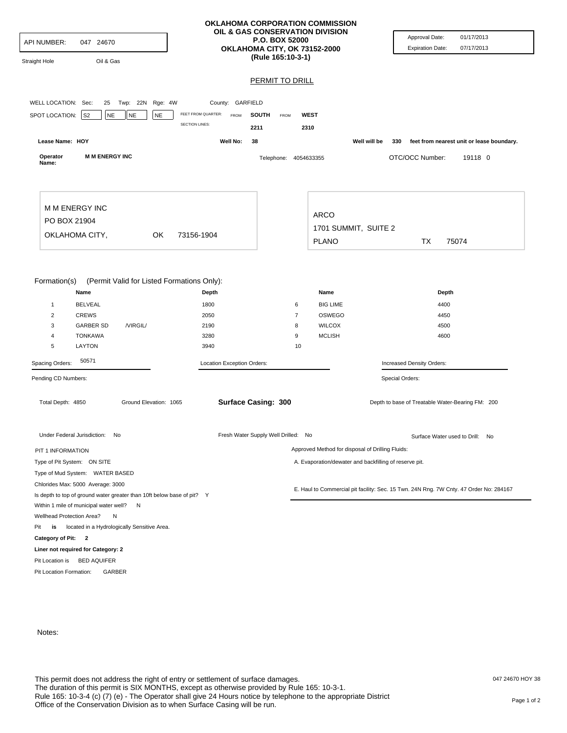API NUMBER: 047 24670

Straight Hole  Oil & Gas

**OKLAHOMA CORPORATION COMMISSION**
**OIL & GAS CONSERVATION DIVISION**
**P.O. BOX 52000**
**OKLAHOMA CITY, OK 73152-2000**
**(Rule 165:10-3-1)**

Approval Date: 01/17/2013
Expiration Date: 07/17/2013

## PERMIT TO DRILL

WELL LOCATION: Sec: 25 Twp: 22N Rge: 4W County: GARFIELD

SPOT LOCATION: S2 NE NE NE

| FEET FROM QUARTER: | FROM | SOUTH | FROM | WEST |
|---|---|---|---|---|
| SECTION LINES: | | 2211 | | 2310 |

**Lease Name:** HOY  **Well No:** 38  Well will be 330 feet from nearest unit or lease boundary.

**Operator Name:** M M ENERGY INC  Telephone: 4054633355  OTC/OCC Number: 19118 0

M M ENERGY INC
PO BOX 21904
OKLAHOMA CITY, OK 73156-1904

ARCO
1701 SUMMIT, SUITE 2
PLANO TX 75074

Formation(s) (Permit Valid for Listed Formations Only):

| | Name | Depth | | Name | Depth |
|---|---|---|---|---|---|
| 1 | BELVEAL | 1800 | 6 | BIG LIME | 4400 |
| 2 | CREWS | 2050 | 7 | OSWEGO | 4450 |
| 3 | GARBER SD /VIRGIL/ | 2190 | 8 | WILCOX | 4500 |
| 4 | TONKAWA | 3280 | 9 | MCLISH | 4600 |
| 5 | LAYTON | 3940 | 10 | | |

Spacing Orders: 50571  Location Exception Orders:  Increased Density Orders:

Pending CD Numbers:  Special Orders:

Total Depth: 4850  Ground Elevation: 1065  **Surface Casing: 300**  Depth to base of Treatable Water-Bearing FM: 200

Under Federal Jurisdiction: No  Fresh Water Supply Well Drilled: No  Surface Water used to Drill: No

PIT 1 INFORMATION
Type of Pit System: ON SITE
Type of Mud System: WATER BASED
Chlorides Max: 5000 Average: 3000
Is depth to top of ground water greater than 10ft below base of pit? Y
Within 1 mile of municipal water well? N
Wellhead Protection Area? N
Pit **is** located in a Hydrologically Sensitive Area.
**Category of Pit: 2**
**Liner not required for Category: 2**
Pit Location is BED AQUIFER
Pit Location Formation: GARBER

Approved Method for disposal of Drilling Fluids:

A. Evaporation/dewater and backfilling of reserve pit.

E. Haul to Commercial pit facility: Sec. 15 Twn. 24N Rng. 7W Cnty. 47 Order No: 284167

Notes:

This permit does not address the right of entry or settlement of surface damages.
The duration of this permit is SIX MONTHS, except as otherwise provided by Rule 165: 10-3-1.
Rule 165: 10-3-4 (c) (7) (e) - The Operator shall give 24 Hours notice by telephone to the appropriate District Office of the Conservation Division as to when Surface Casing will be run.

047 24670 HOY 38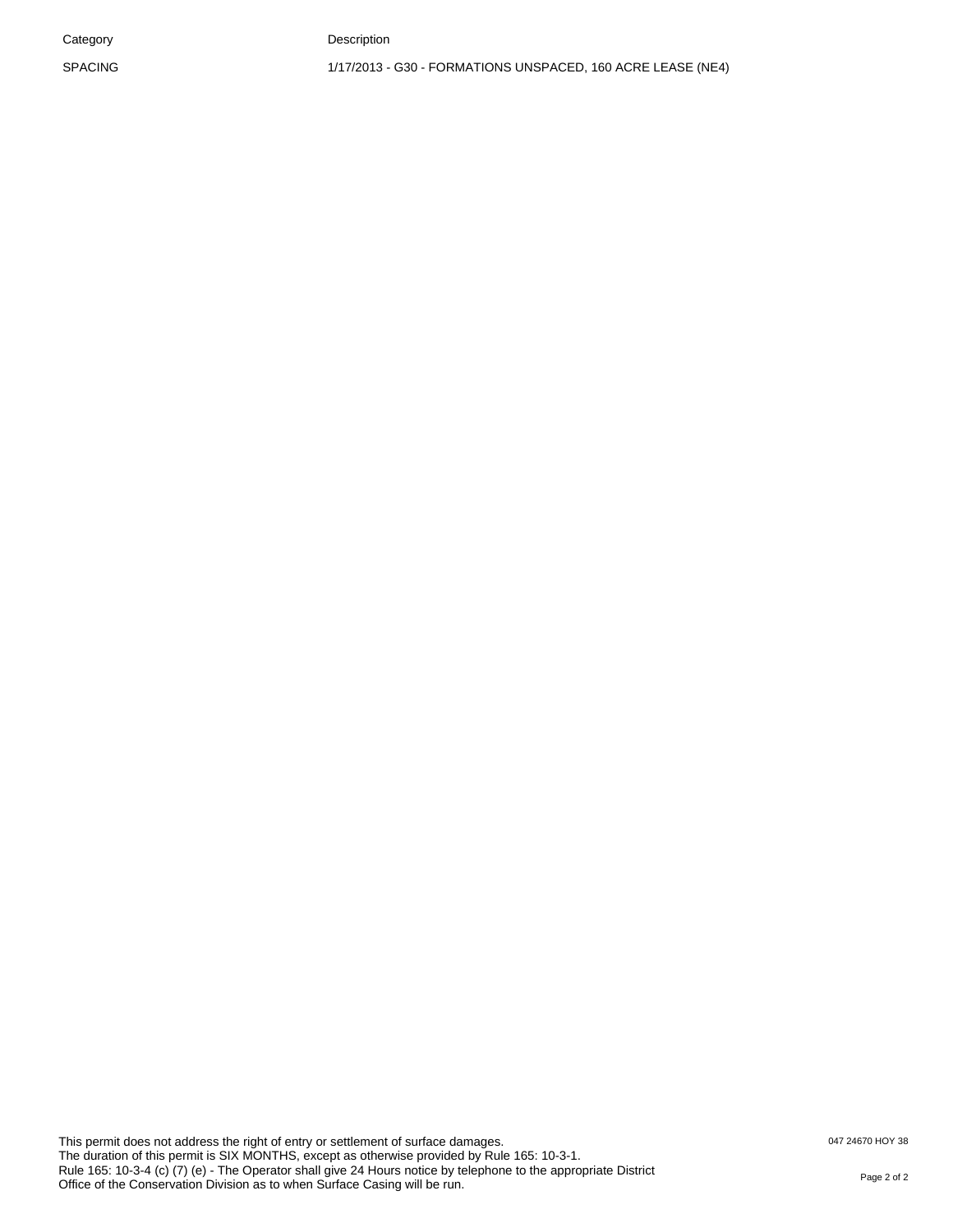| Category | Description |
|---|---|
| SPACING | 1/17/2013 - G30 - FORMATIONS UNSPACED, 160 ACRE LEASE (NE4) |

This permit does not address the right of entry or settlement of surface damages.
The duration of this permit is SIX MONTHS, except as otherwise provided by Rule 165: 10-3-1.
Rule 165: 10-3-4 (c) (7) (e) - The Operator shall give 24 Hours notice by telephone to the appropriate District Office of the Conservation Division as to when Surface Casing will be run.

047 24670 HOY 38